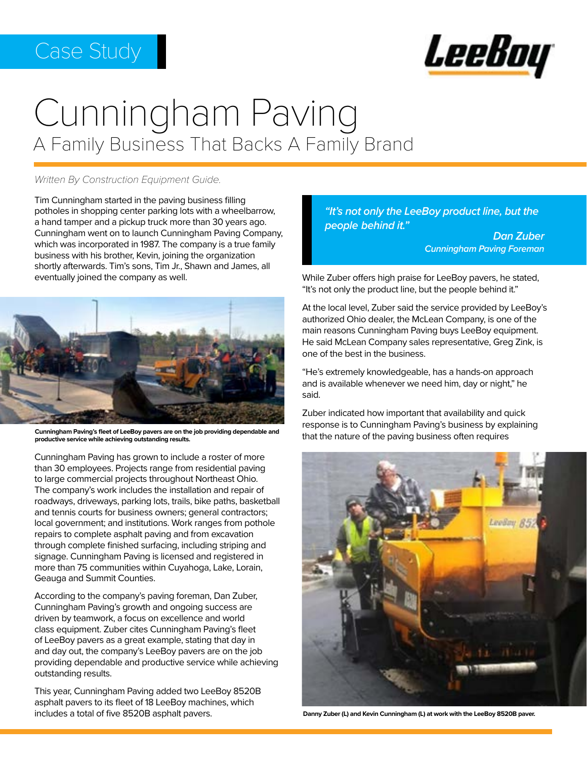Case Study

# Cunningham Paving

## A Family Business That Backs A Family Brand

*Written By Construction Equipment Guide.*

Tim Cunningham started in the paving business filling potholes in shopping center parking lots with a wheelbarrow, a hand tamper and a pickup truck more than 30 years ago. Cunningham went on to launch Cunningham Paving Company, which was incorporated in 1987. The company is a true family business with his brother, Kevin, joining the organization shortly afterwards. Tim's sons, Tim Jr., Shawn and James, all eventually joined the company as well.

**Cunningham Paving's fleet of LeeBoy pavers are on the job providing dependable and productive service while achieving outstanding results.**

Cunningham Paving has grown to include a roster of more than 30 employees. Projects range from residential paving to large commercial projects throughout Northeast Ohio. The company's work includes the installation and repair of roadways, driveways, parking lots, trails, bike paths, basketball and tennis courts for business owners; general contractors; local government; and institutions. Work ranges from pothole repairs to complete asphalt paving and from excavation through complete finished surfacing, including striping and signage. Cunningham Paving is licensed and registered in more than 75 communities within Cuyahoga, Lake, Lorain, Geauga and Summit Counties.

According to the company's paving foreman, Dan Zuber, Cunningham Paving's growth and ongoing success are driven by teamwork, a focus on excellence and world class equipment. Zuber cites Cunningham Paving's fleet of LeeBoy pavers as a great example, stating that day in and day out, the company's LeeBoy pavers are on the job providing dependable and productive service while achieving outstanding results.

This year, Cunningham Paving added two LeeBoy 8520B asphalt pavers to its fleet of 18 LeeBoy machines, which includes a total of five 8520B asphalt pavers.

> ***"It's not only the LeeBoy product line, but the people behind it."***
>
> ***Dan Zuber***
> ***Cunningham Paving Foreman***

While Zuber offers high praise for LeeBoy pavers, he stated, "It's not only the product line, but the people behind it."

At the local level, Zuber said the service provided by LeeBoy's authorized Ohio dealer, the McLean Company, is one of the main reasons Cunningham Paving buys LeeBoy equipment. He said McLean Company sales representative, Greg Zink, is one of the best in the business.

"He's extremely knowledgeable, has a hands-on approach and is available whenever we need him, day or night," he said.

Zuber indicated how important that availability and quick response is to Cunningham Paving's business by explaining that the nature of the paving business often requires

**Danny Zuber (L) and Kevin Cunningham (L) at work with the LeeBoy 8520B paver.**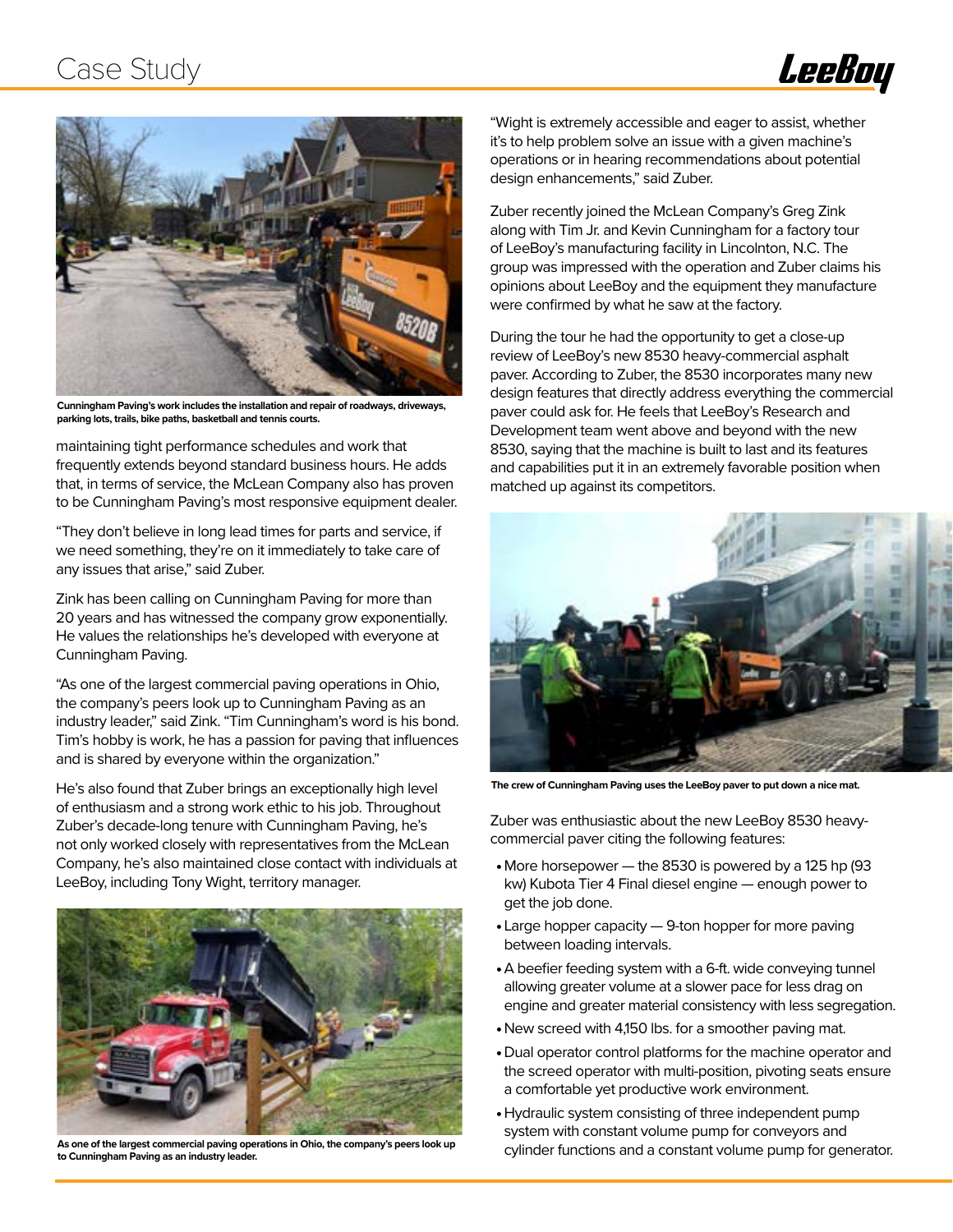Cunningham Paving's work includes the installation and repair of roadways, driveways, parking lots, trails, bike paths, basketball and tennis courts.

maintaining tight performance schedules and work that frequently extends beyond standard business hours. He adds that, in terms of service, the McLean Company also has proven to be Cunningham Paving's most responsive equipment dealer.

"They don't believe in long lead times for parts and service, if we need something, they're on it immediately to take care of any issues that arise," said Zuber.

Zink has been calling on Cunningham Paving for more than 20 years and has witnessed the company grow exponentially. He values the relationships he's developed with everyone at Cunningham Paving.

"As one of the largest commercial paving operations in Ohio, the company's peers look up to Cunningham Paving as an industry leader," said Zink. "Tim Cunningham's word is his bond. Tim's hobby is work, he has a passion for paving that influences and is shared by everyone within the organization."

He's also found that Zuber brings an exceptionally high level of enthusiasm and a strong work ethic to his job. Throughout Zuber's decade-long tenure with Cunningham Paving, he's not only worked closely with representatives from the McLean Company, he's also maintained close contact with individuals at LeeBoy, including Tony Wight, territory manager.

As one of the largest commercial paving operations in Ohio, the company's peers look up to Cunningham Paving as an industry leader.

"Wight is extremely accessible and eager to assist, whether it's to help problem solve an issue with a given machine's operations or in hearing recommendations about potential design enhancements," said Zuber.

Zuber recently joined the McLean Company's Greg Zink along with Tim Jr. and Kevin Cunningham for a factory tour of LeeBoy's manufacturing facility in Lincolnton, N.C. The group was impressed with the operation and Zuber claims his opinions about LeeBoy and the equipment they manufacture were confirmed by what he saw at the factory.

During the tour he had the opportunity to get a close-up review of LeeBoy's new 8530 heavy-commercial asphalt paver. According to Zuber, the 8530 incorporates many new design features that directly address everything the commercial paver could ask for. He feels that LeeBoy's Research and Development team went above and beyond with the new 8530, saying that the machine is built to last and its features and capabilities put it in an extremely favorable position when matched up against its competitors.

The crew of Cunningham Paving uses the LeeBoy paver to put down a nice mat.

Zuber was enthusiastic about the new LeeBoy 8530 heavy-commercial paver citing the following features:

- More horsepower — the 8530 is powered by a 125 hp (93 kw) Kubota Tier 4 Final diesel engine — enough power to get the job done.
- Large hopper capacity — 9-ton hopper for more paving between loading intervals.
- A beefier feeding system with a 6-ft. wide conveying tunnel allowing greater volume at a slower pace for less drag on engine and greater material consistency with less segregation.
- New screed with 4,150 lbs. for a smoother paving mat.
- Dual operator control platforms for the machine operator and the screed operator with multi-position, pivoting seats ensure a comfortable yet productive work environment.
- Hydraulic system consisting of three independent pump system with constant volume pump for conveyors and cylinder functions and a constant volume pump for generator.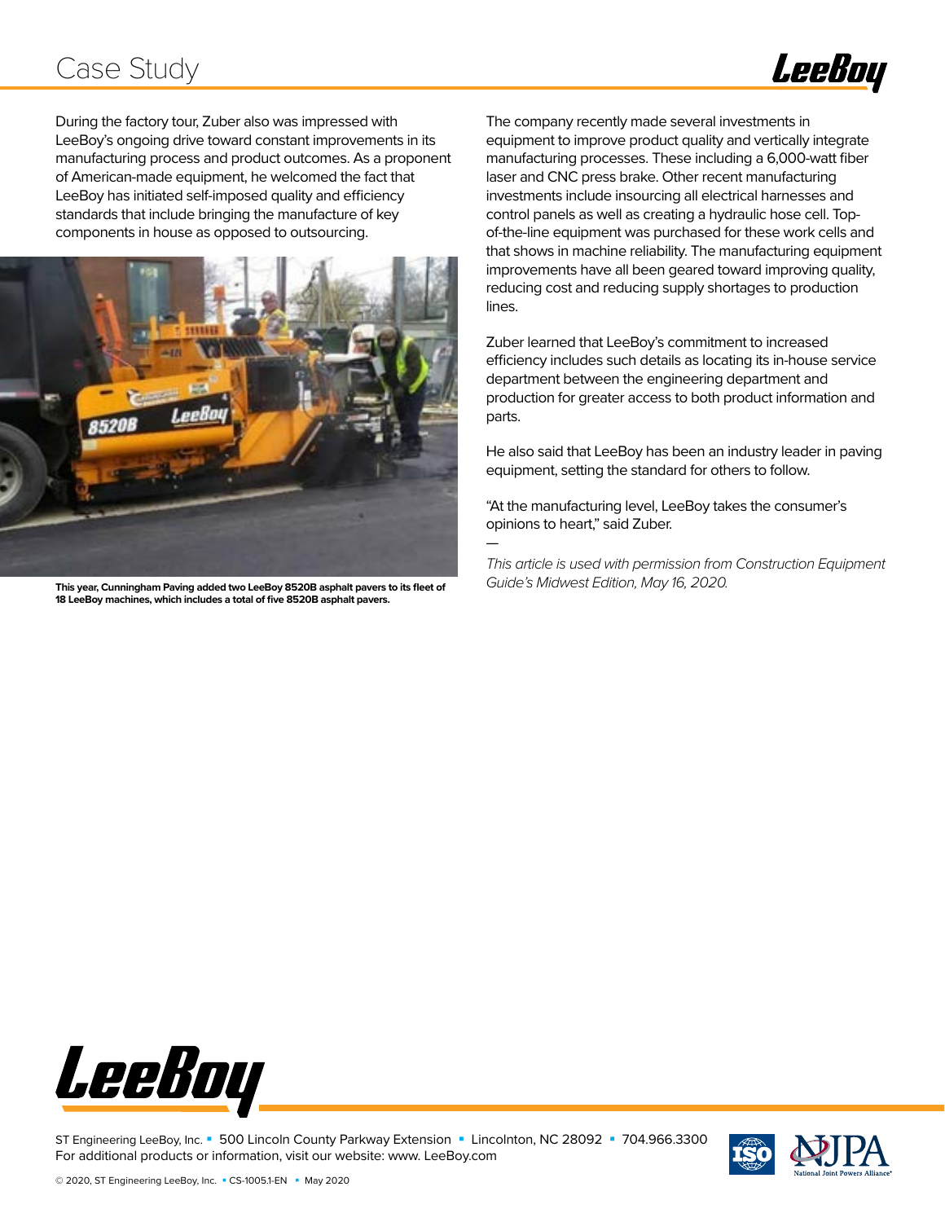During the factory tour, Zuber also was impressed with LeeBoy's ongoing drive toward constant improvements in its manufacturing process and product outcomes. As a proponent of American-made equipment, he welcomed the fact that LeeBoy has initiated self-imposed quality and efficiency standards that include bringing the manufacture of key components in house as opposed to outsourcing.

**This year, Cunningham Paving added two LeeBoy 8520B asphalt pavers to its fleet of 18 LeeBoy machines, which includes a total of five 8520B asphalt pavers.**

The company recently made several investments in equipment to improve product quality and vertically integrate manufacturing processes. These including a 6,000-watt fiber laser and CNC press brake. Other recent manufacturing investments include insourcing all electrical harnesses and control panels as well as creating a hydraulic hose cell. Top-of-the-line equipment was purchased for these work cells and that shows in machine reliability. The manufacturing equipment improvements have all been geared toward improving quality, reducing cost and reducing supply shortages to production lines.

Zuber learned that LeeBoy's commitment to increased efficiency includes such details as locating its in-house service department between the engineering department and production for greater access to both product information and parts.

He also said that LeeBoy has been an industry leader in paving equipment, setting the standard for others to follow.

"At the manufacturing level, LeeBoy takes the consumer's opinions to heart," said Zuber.

—

*This article is used with permission from Construction Equipment Guide's Midwest Edition, May 16, 2020.*

ST Engineering LeeBoy, Inc. ▪ 500 Lincoln County Parkway Extension ▪ Lincolnton, NC 28092 ▪ 704.966.3300
For additional products or information, visit our website: www. LeeBoy.com

© 2020, ST Engineering LeeBoy, Inc. ▪ CS-1005.1-EN ▪ May 2020